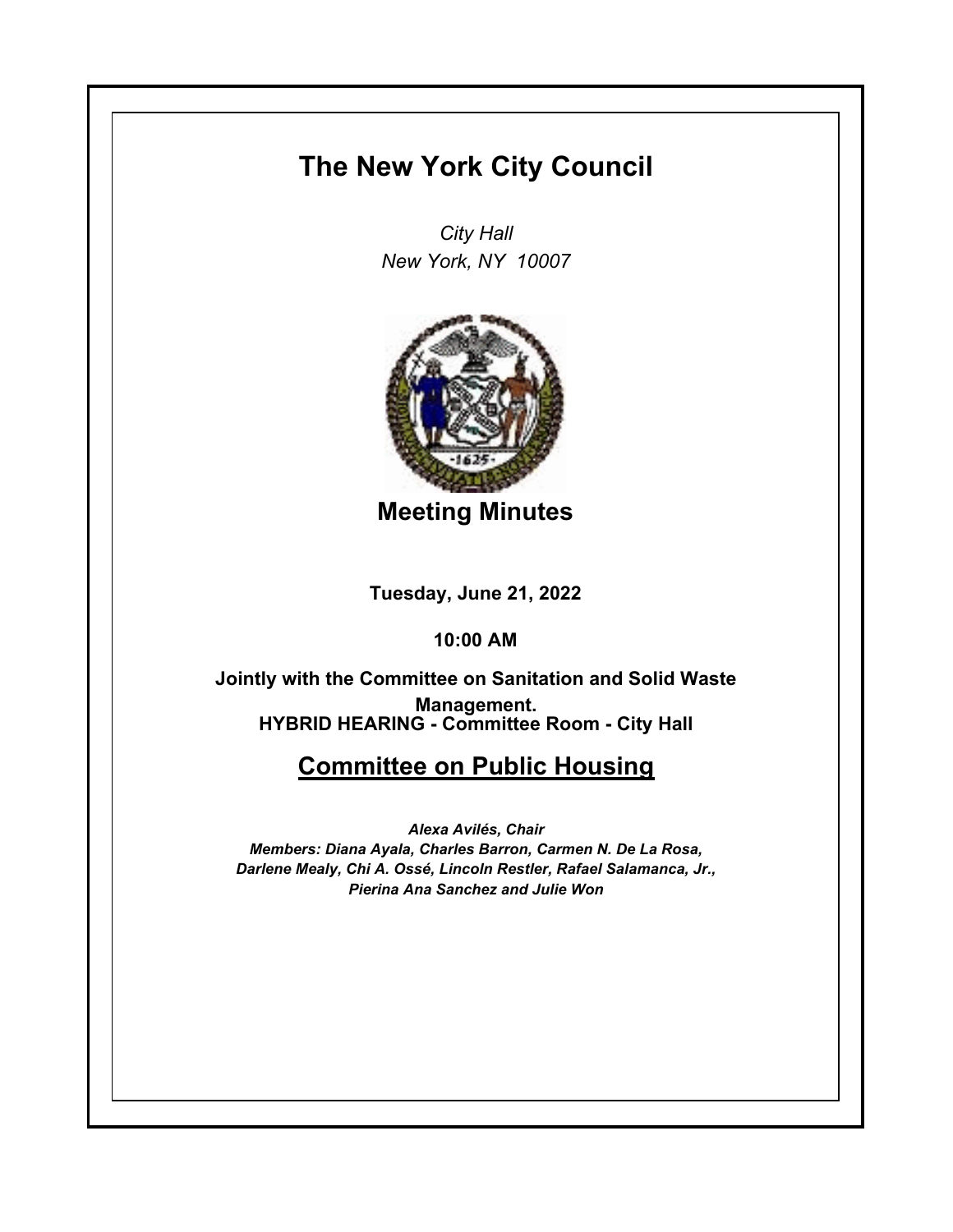# The New York City Council

*City Hall*
*New York, NY 10007*

## Meeting Minutes

**Tuesday, June 21, 2022**

**10:00 AM**

**Jointly with the Committee on Sanitation and Solid Waste Management.**
**HYBRID HEARING - Committee Room - City Hall**

## Committee on Public Housing

***Alexa Avilés, Chair***
***Members: Diana Ayala, Charles Barron, Carmen N. De La Rosa, Darlene Mealy, Chi A. Ossé, Lincoln Restler, Rafael Salamanca, Jr., Pierina Ana Sanchez and Julie Won***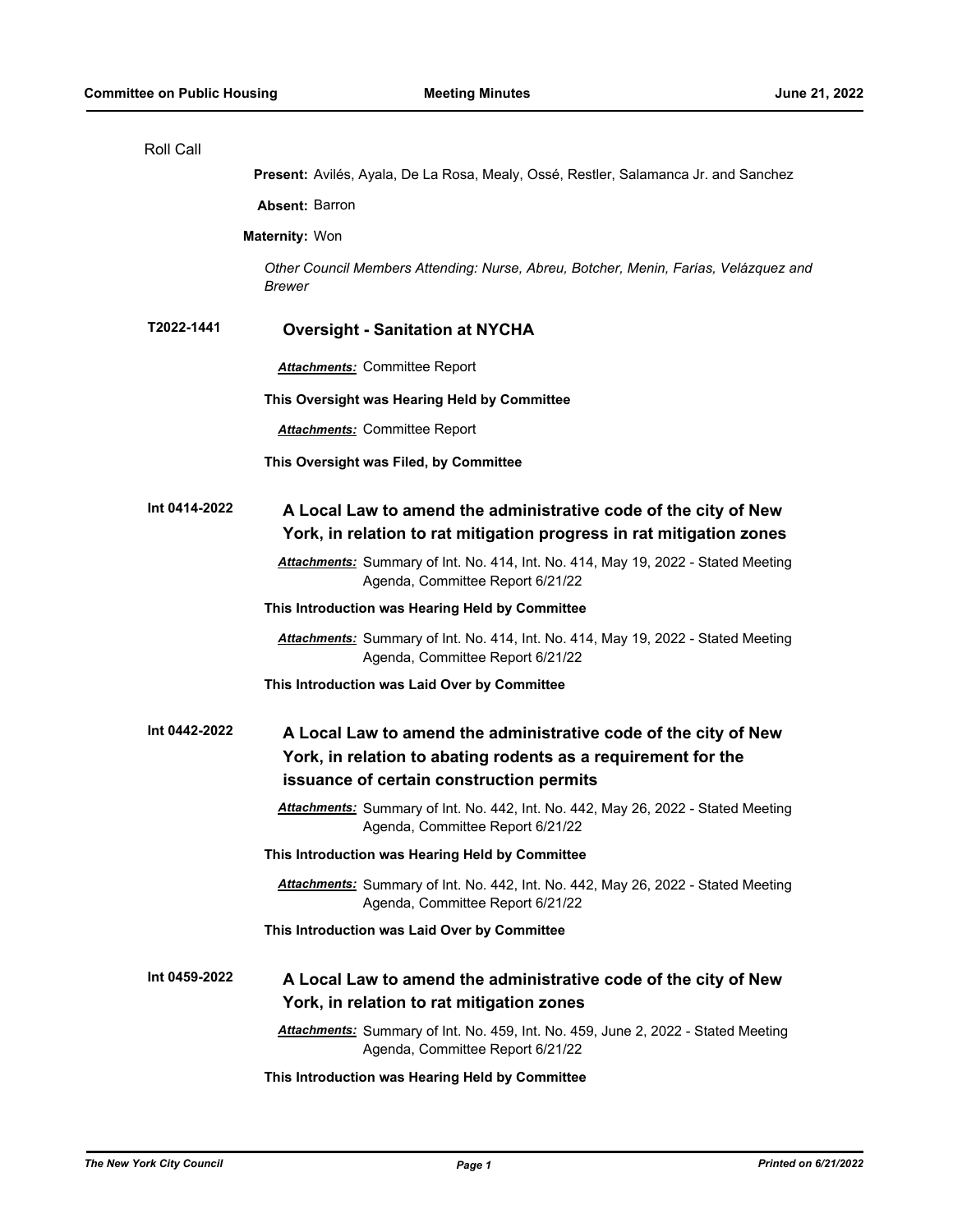Roll Call

**Present:** Avilés, Ayala, De La Rosa, Mealy, Ossé, Restler, Salamanca Jr. and Sanchez

**Absent:** Barron

**Maternity:** Won

*Other Council Members Attending: Nurse, Abreu, Botcher, Menin, Farías, Velázquez and Brewer*

**T2022-1441** **Oversight - Sanitation at NYCHA**

***Attachments:*** Committee Report

**This Oversight was Hearing Held by Committee**

***Attachments:*** Committee Report

**This Oversight was Filed, by Committee**

**Int 0414-2022** **A Local Law to amend the administrative code of the city of New York, in relation to rat mitigation progress in rat mitigation zones**

***Attachments:*** Summary of Int. No. 414, Int. No. 414, May 19, 2022 - Stated Meeting Agenda, Committee Report 6/21/22

**This Introduction was Hearing Held by Committee**

***Attachments:*** Summary of Int. No. 414, Int. No. 414, May 19, 2022 - Stated Meeting Agenda, Committee Report 6/21/22

**This Introduction was Laid Over by Committee**

**Int 0442-2022** **A Local Law to amend the administrative code of the city of New York, in relation to abating rodents as a requirement for the issuance of certain construction permits**

***Attachments:*** Summary of Int. No. 442, Int. No. 442, May 26, 2022 - Stated Meeting Agenda, Committee Report 6/21/22

**This Introduction was Hearing Held by Committee**

***Attachments:*** Summary of Int. No. 442, Int. No. 442, May 26, 2022 - Stated Meeting Agenda, Committee Report 6/21/22

**This Introduction was Laid Over by Committee**

**Int 0459-2022** **A Local Law to amend the administrative code of the city of New York, in relation to rat mitigation zones**

***Attachments:*** Summary of Int. No. 459, Int. No. 459, June 2, 2022 - Stated Meeting Agenda, Committee Report 6/21/22

**This Introduction was Hearing Held by Committee**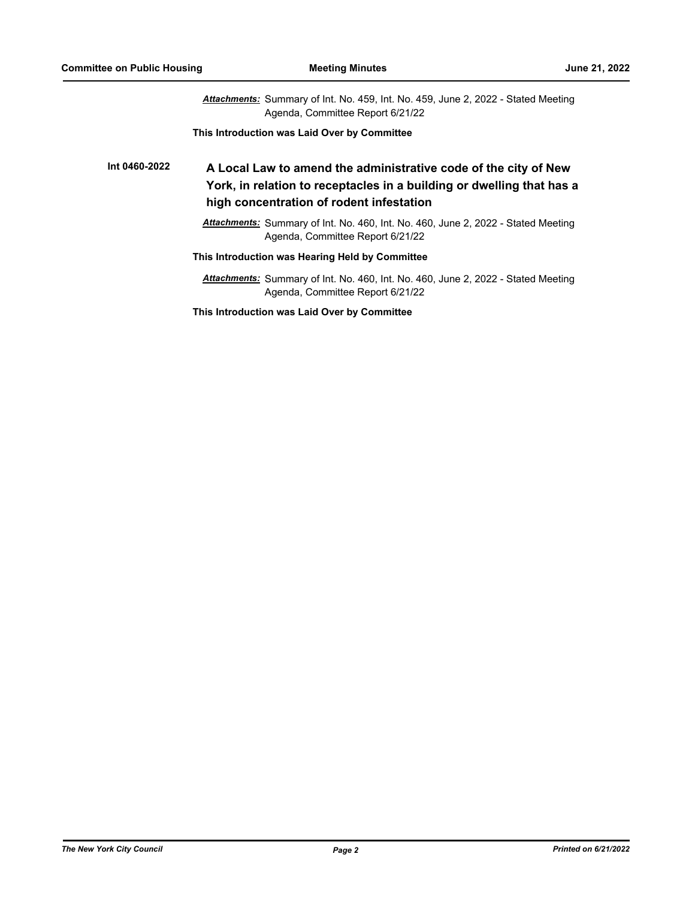***Attachments:*** Summary of Int. No. 459, Int. No. 459, June 2, 2022 - Stated Meeting Agenda, Committee Report 6/21/22

**This Introduction was Laid Over by Committee**

**Int 0460-2022** **A Local Law to amend the administrative code of the city of New York, in relation to receptacles in a building or dwelling that has a high concentration of rodent infestation**

***Attachments:*** Summary of Int. No. 460, Int. No. 460, June 2, 2022 - Stated Meeting Agenda, Committee Report 6/21/22

**This Introduction was Hearing Held by Committee**

***Attachments:*** Summary of Int. No. 460, Int. No. 460, June 2, 2022 - Stated Meeting Agenda, Committee Report 6/21/22

**This Introduction was Laid Over by Committee**